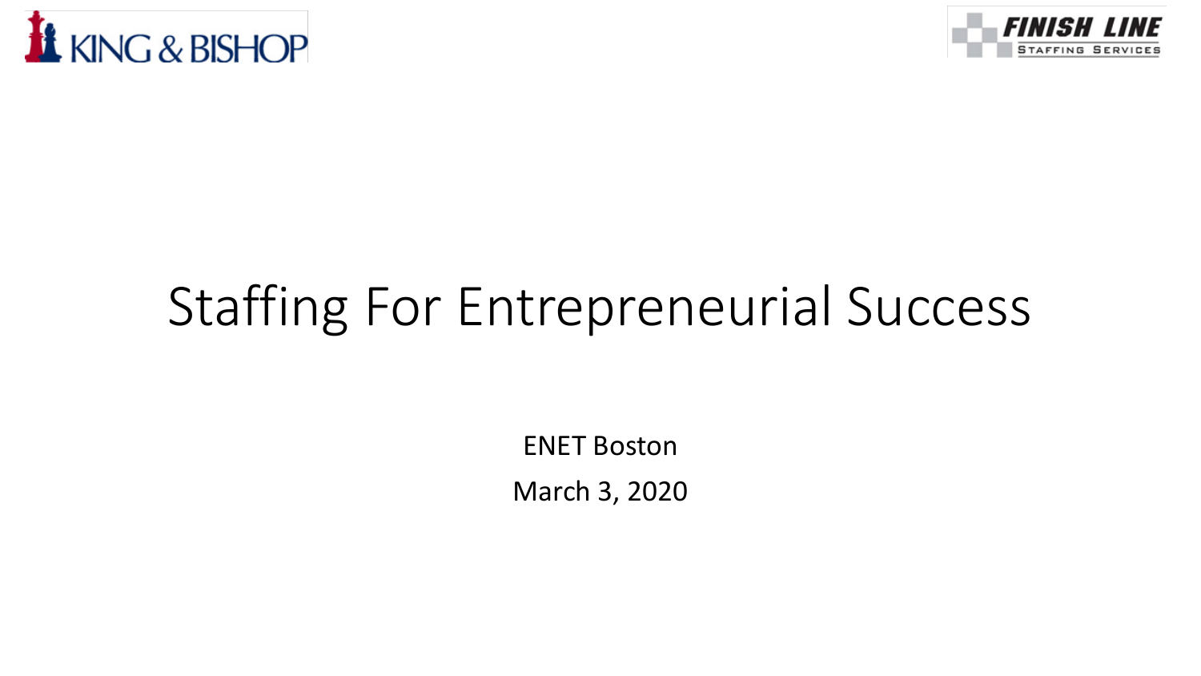KING & BISHOP

FINISH LINE STAFFING SERVICES

# Staffing For Entrepreneurial Success

ENET Boston

March 3, 2020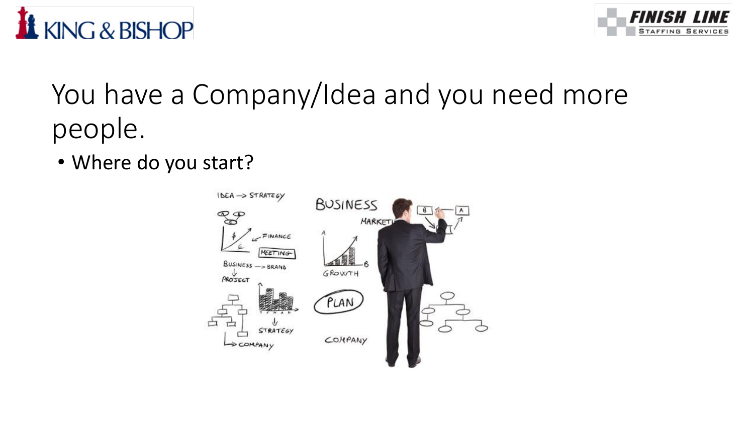# You have a Company/Idea and you need more people.

- Where do you start?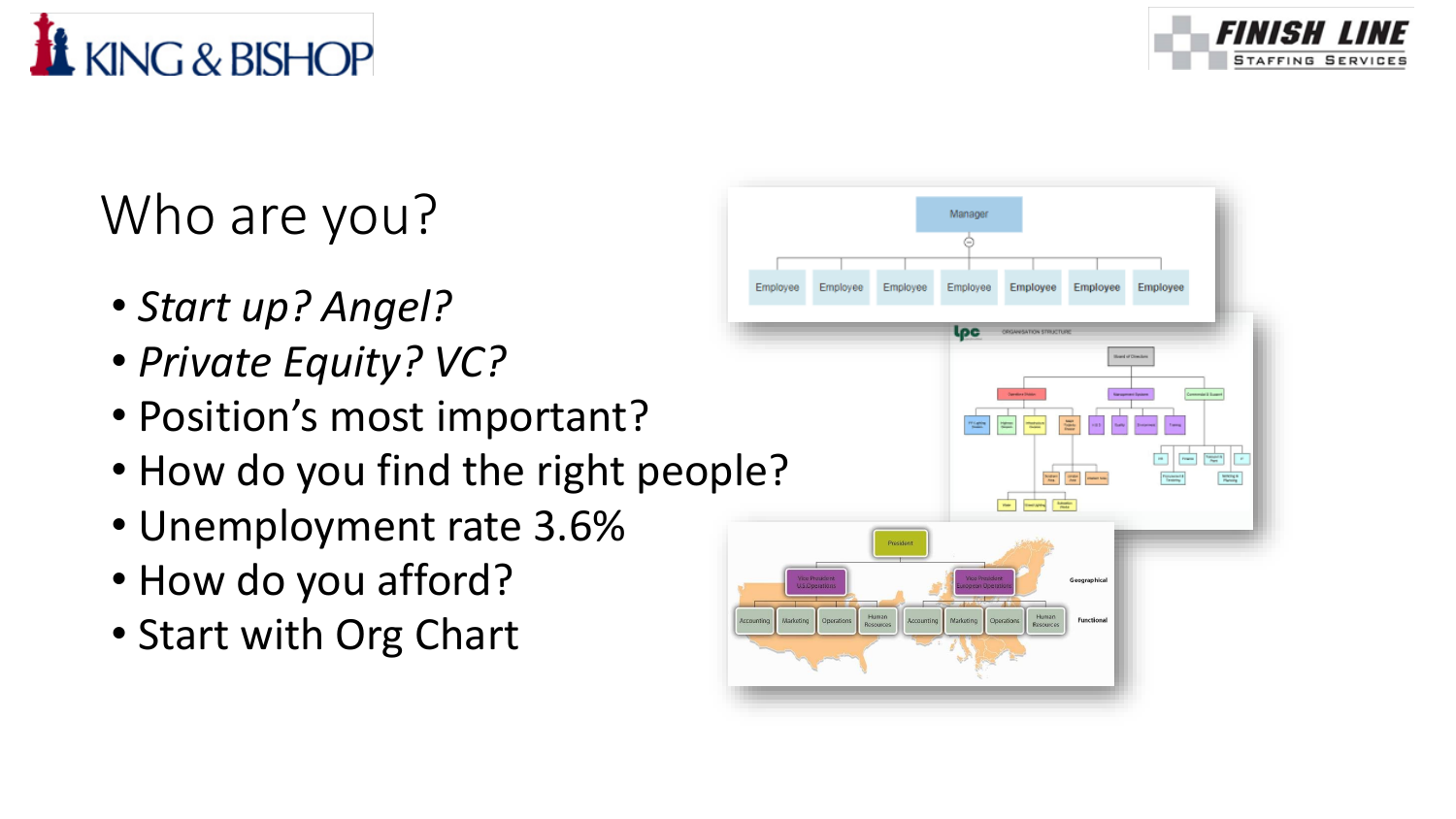# Who are you?

- *Start up? Angel?*
- *Private Equity? VC?*
- Position's most important?
- How do you find the right people?
- Unemployment rate 3.6%
- How do you afford?
- Start with Org Chart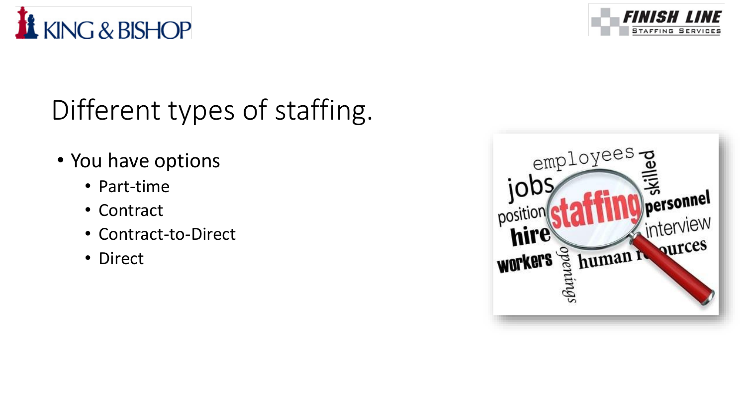# Different types of staffing.

- You have options
  - Part-time
  - Contract
  - Contract-to-Direct
  - Direct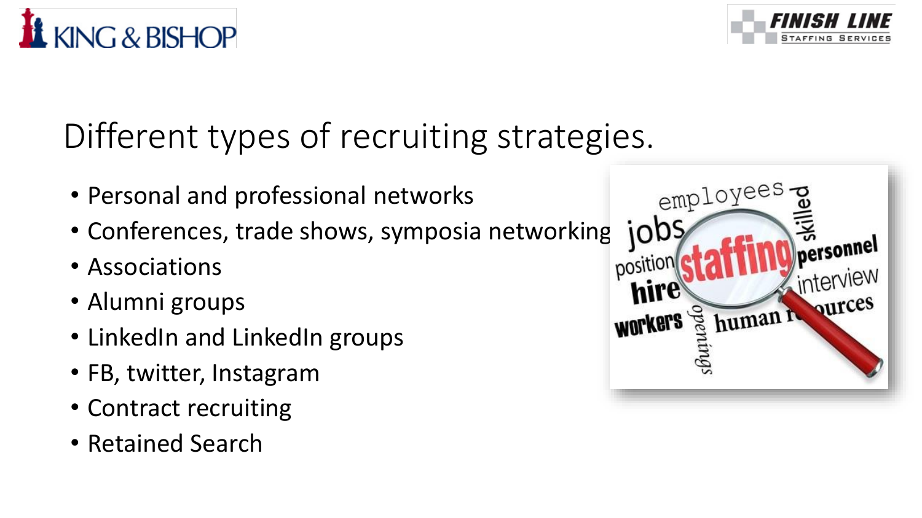# Different types of recruiting strategies.

- Personal and professional networks
- Conferences, trade shows, symposia networking
- Associations
- Alumni groups
- LinkedIn and LinkedIn groups
- FB, twitter, Instagram
- Contract recruiting
- Retained Search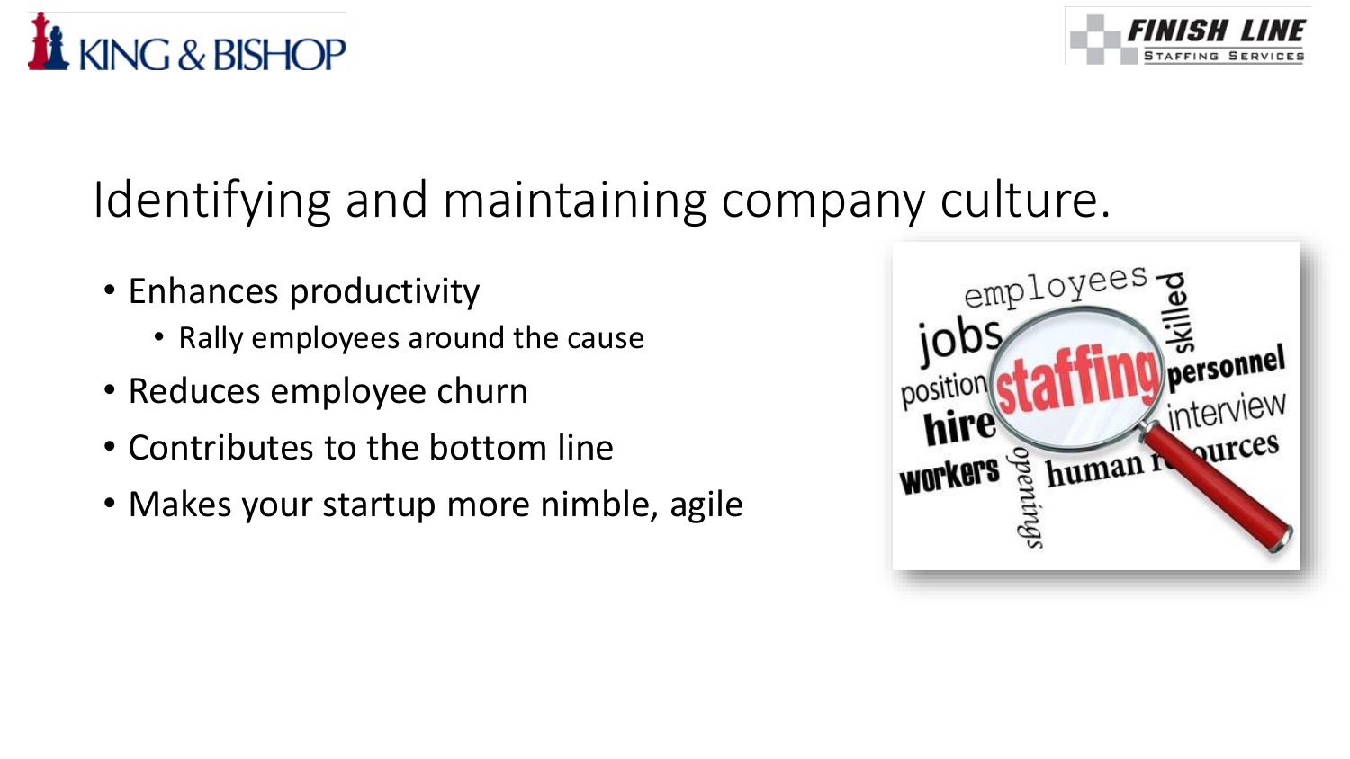# Identifying and maintaining company culture.

- Enhances productivity
  - Rally employees around the cause
- Reduces employee churn
- Contributes to the bottom line
- Makes your startup more nimble, agile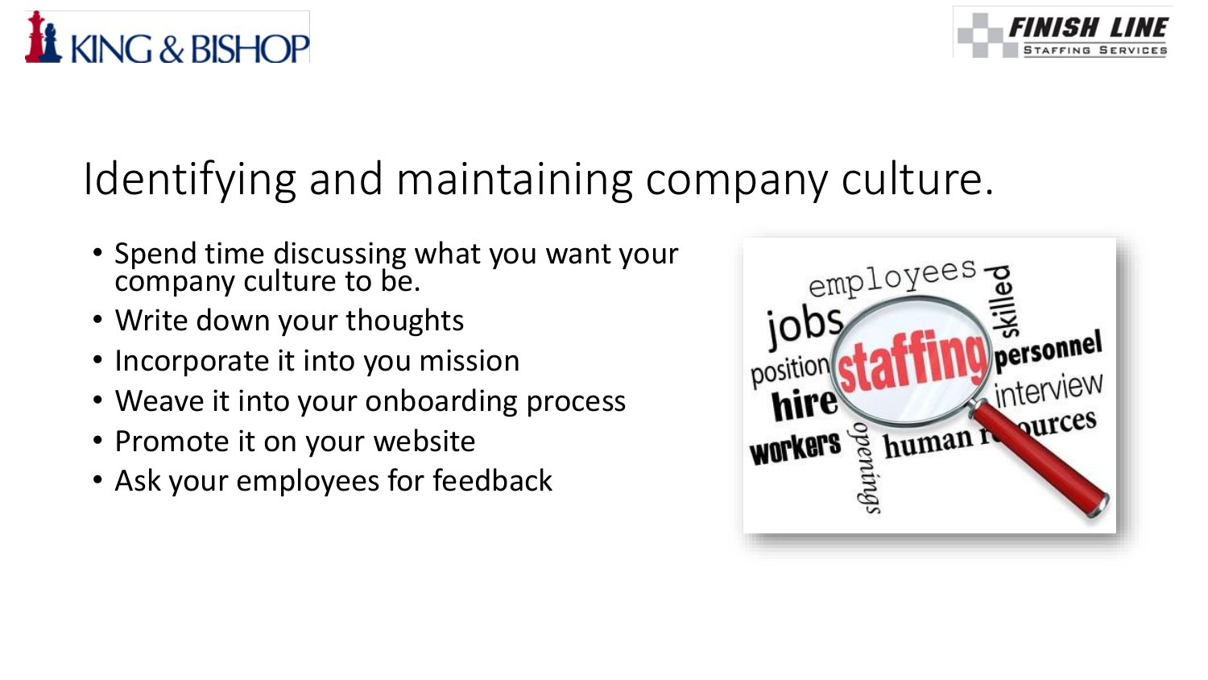# Identifying and maintaining company culture.

- Spend time discussing what you want your company culture to be.
- Write down your thoughts
- Incorporate it into you mission
- Weave it into your onboarding process
- Promote it on your website
- Ask your employees for feedback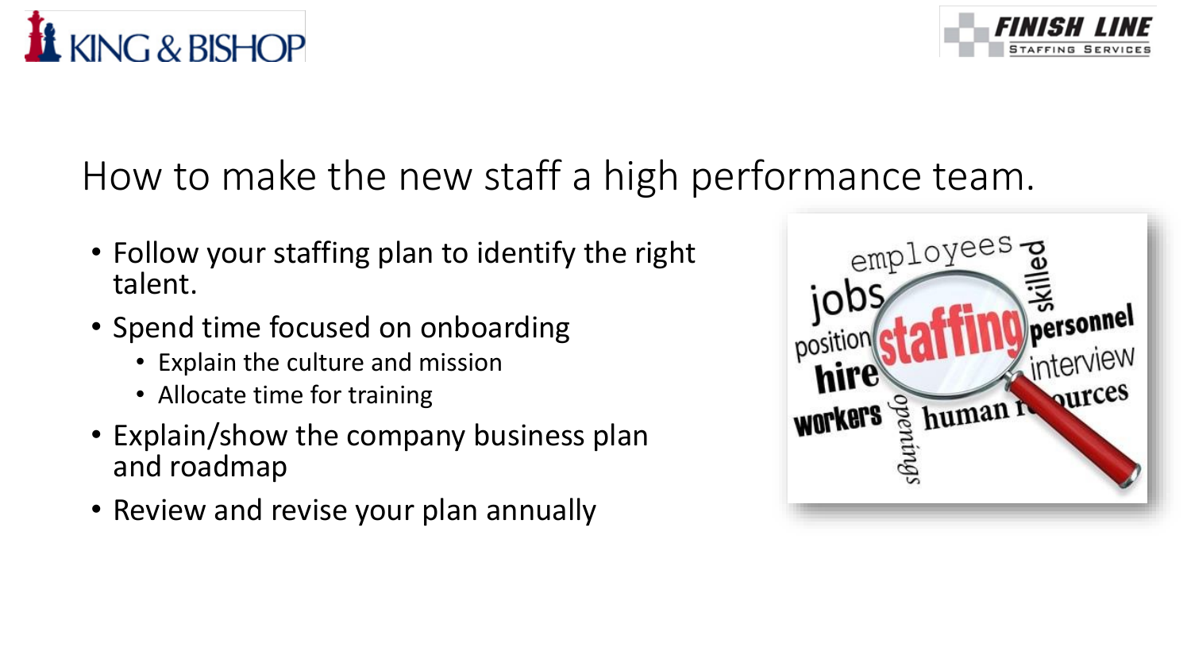# How to make the new staff a high performance team.

- Follow your staffing plan to identify the right talent.
- Spend time focused on onboarding
  - Explain the culture and mission
  - Allocate time for training
- Explain/show the company business plan and roadmap
- Review and revise your plan annually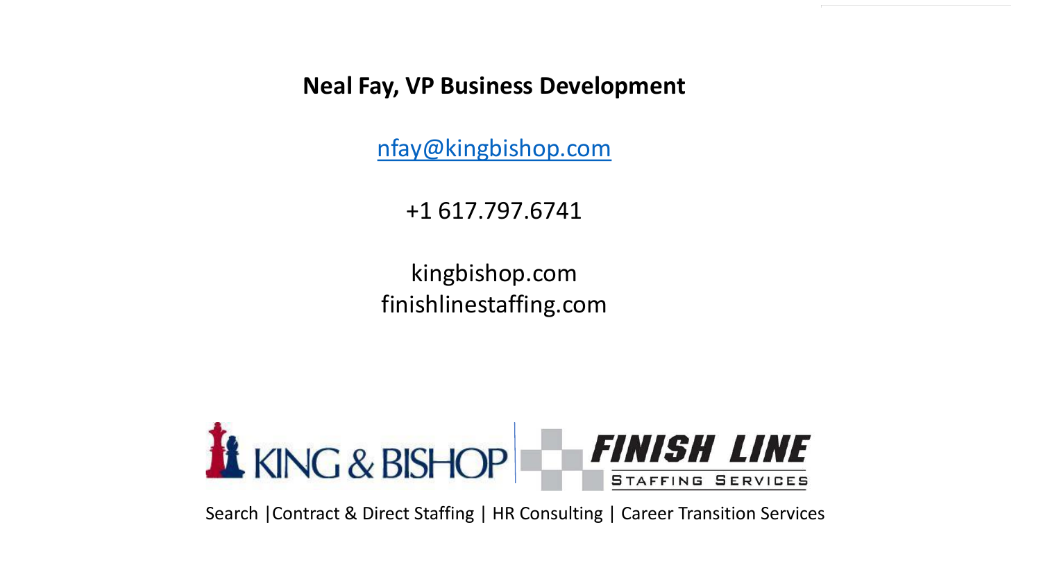**Neal Fay, VP Business Development**

[nfay@kingbishop.com](mailto:nfay@kingbishop.com)

+1 617.797.6741

kingbishop.com
finishlinestaffing.com

KING & BISHOP | FINISH LINE STAFFING SERVICES

Search |Contract & Direct Staffing | HR Consulting | Career Transition Services